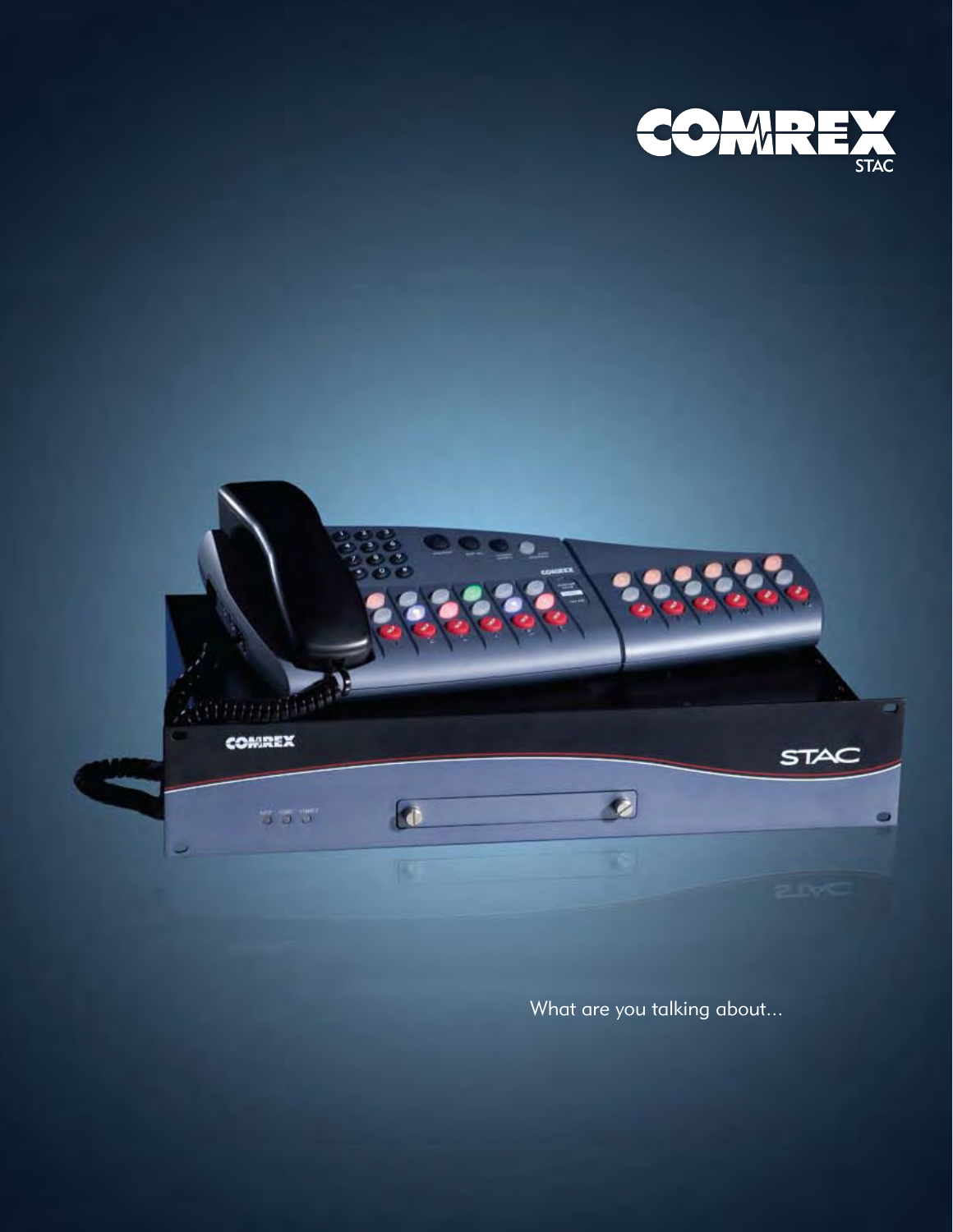# COMREX STAC

What are you talking about...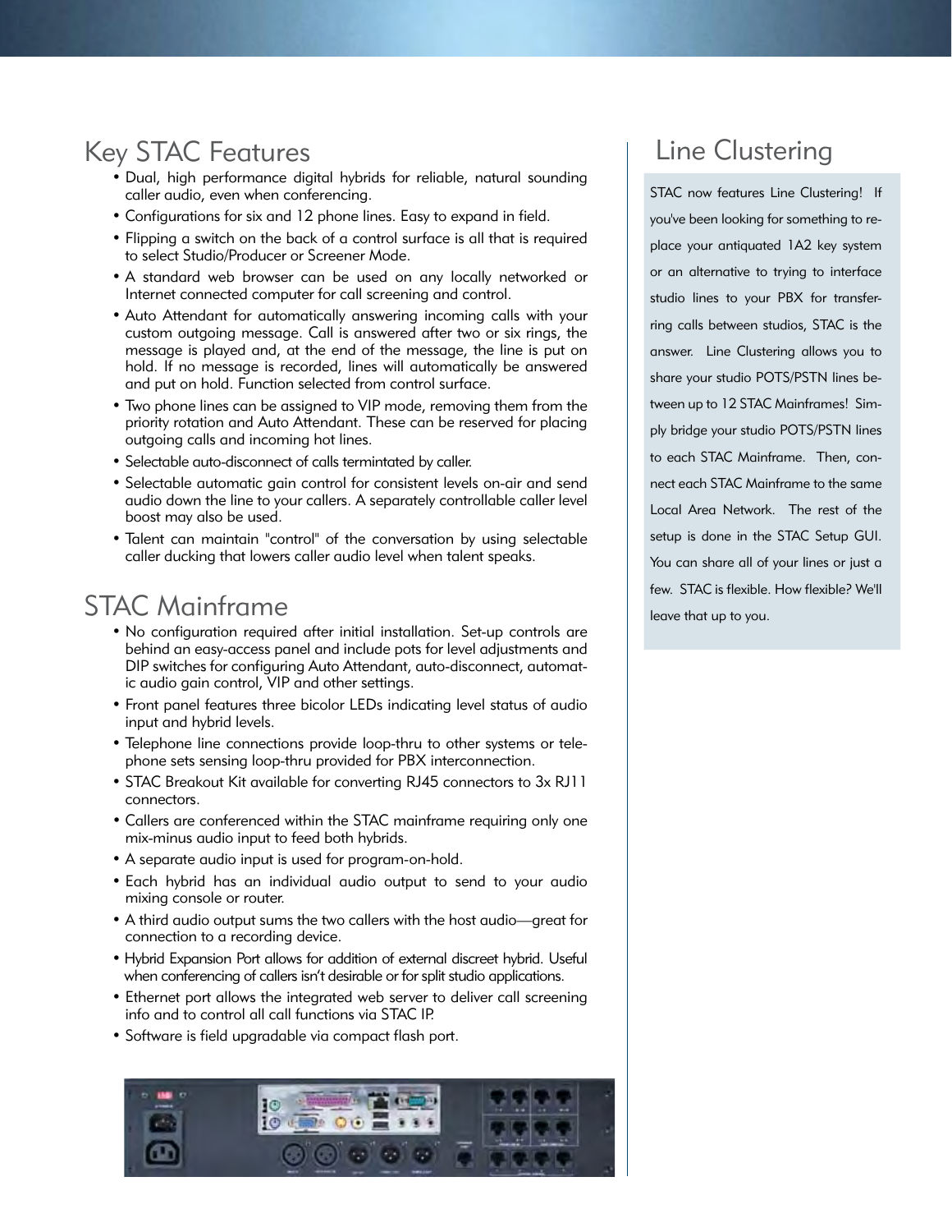## Key STAC Features

- Dual, high performance digital hybrids for reliable, natural sounding caller audio, even when conferencing.
- Configurations for six and 12 phone lines. Easy to expand in field.
- Flipping a switch on the back of a control surface is all that is required to select Studio/Producer or Screener Mode.
- A standard web browser can be used on any locally networked or Internet connected computer for call screening and control.
- Auto Attendant for automatically answering incoming calls with your custom outgoing message. Call is answered after two or six rings, the message is played and, at the end of the message, the line is put on hold. If no message is recorded, lines will automatically be answered and put on hold. Function selected from control surface.
- Two phone lines can be assigned to VIP mode, removing them from the priority rotation and Auto Attendant. These can be reserved for placing outgoing calls and incoming hot lines.
- Selectable auto-disconnect of calls termintated by caller.
- Selectable automatic gain control for consistent levels on-air and send audio down the line to your callers. A separately controllable caller level boost may also be used.
- Talent can maintain "control" of the conversation by using selectable caller ducking that lowers caller audio level when talent speaks.

## STAC Mainframe

- No configuration required after initial installation. Set-up controls are behind an easy-access panel and include pots for level adjustments and DIP switches for configuring Auto Attendant, auto-disconnect, automatic audio gain control, VIP and other settings.
- Front panel features three bicolor LEDs indicating level status of audio input and hybrid levels.
- Telephone line connections provide loop-thru to other systems or telephone sets sensing loop-thru provided for PBX interconnection.
- STAC Breakout Kit available for converting RJ45 connectors to 3x RJ11 connectors.
- Callers are conferenced within the STAC mainframe requiring only one mix-minus audio input to feed both hybrids.
- A separate audio input is used for program-on-hold.
- Each hybrid has an individual audio output to send to your audio mixing console or router.
- A third audio output sums the two callers with the host audio—great for connection to a recording device.
- Hybrid Expansion Port allows for addition of external discreet hybrid. Useful when conferencing of callers isn't desirable or for split studio applications.
- Ethernet port allows the integrated web server to deliver call screening info and to control all call functions via STAC IP.
- Software is field upgradable via compact flash port.

## Line Clustering

STAC now features Line Clustering! If you've been looking for something to replace your antiquated 1A2 key system or an alternative to trying to interface studio lines to your PBX for transferring calls between studios, STAC is the answer. Line Clustering allows you to share your studio POTS/PSTN lines between up to 12 STAC Mainframes! Simply bridge your studio POTS/PSTN lines to each STAC Mainframe. Then, connect each STAC Mainframe to the same Local Area Network. The rest of the setup is done in the STAC Setup GUI. You can share all of your lines or just a few. STAC is flexible. How flexible? We'll leave that up to you.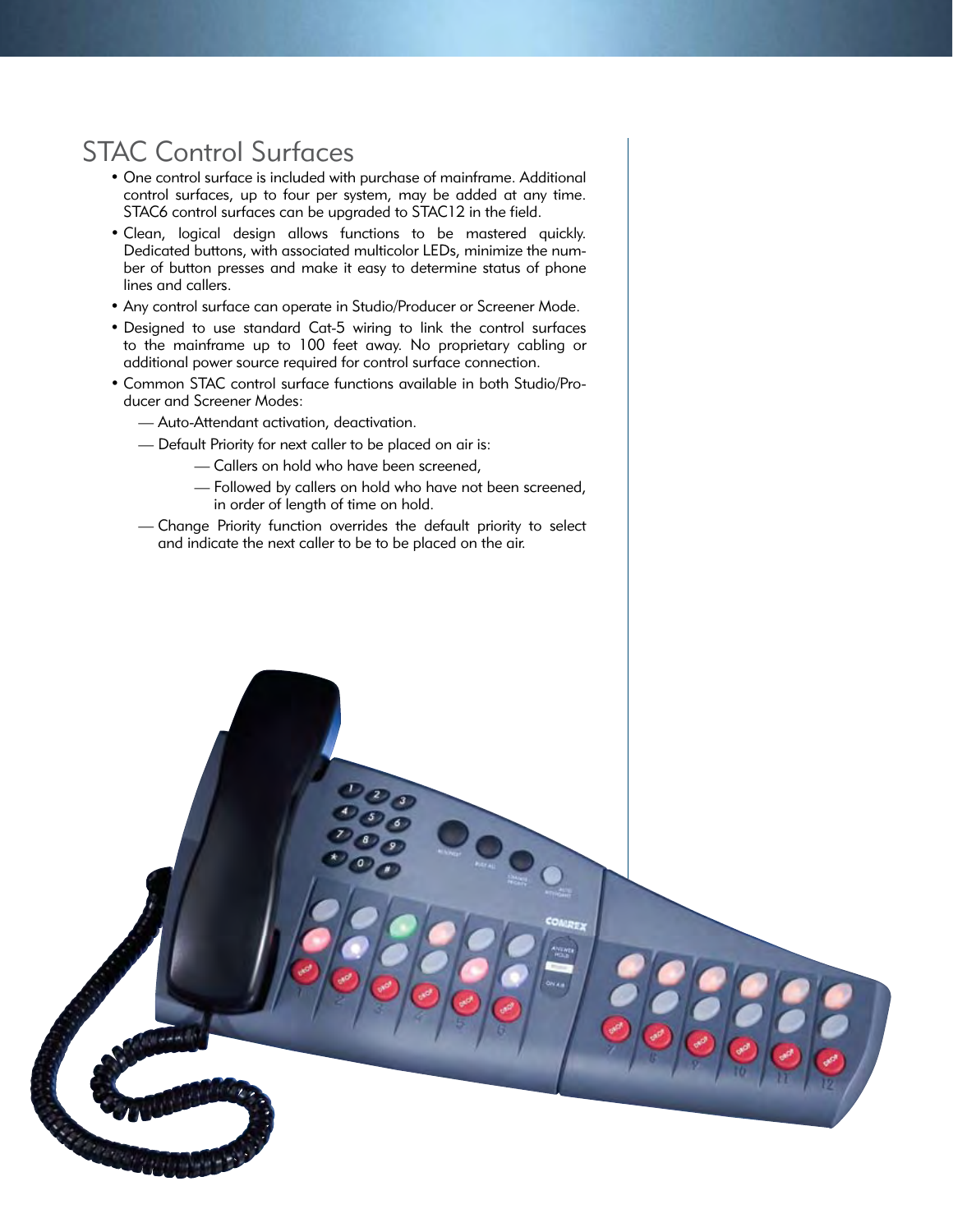# STAC Control Surfaces

- One control surface is included with purchase of mainframe. Additional control surfaces, up to four per system, may be added at any time. STAC6 control surfaces can be upgraded to STAC12 in the field.
- Clean, logical design allows functions to be mastered quickly. Dedicated buttons, with associated multicolor LEDs, minimize the number of button presses and make it easy to determine status of phone lines and callers.
- Any control surface can operate in Studio/Producer or Screener Mode.
- Designed to use standard Cat-5 wiring to link the control surfaces to the mainframe up to 100 feet away. No proprietary cabling or additional power source required for control surface connection.
- Common STAC control surface functions available in both Studio/Producer and Screener Modes:
  - — Auto-Attendant activation, deactivation.
  - — Default Priority for next caller to be placed on air is:
    - — Callers on hold who have been screened,
    - — Followed by callers on hold who have not been screened, in order of length of time on hold.
  - — Change Priority function overrides the default priority to select and indicate the next caller to be to be placed on the air.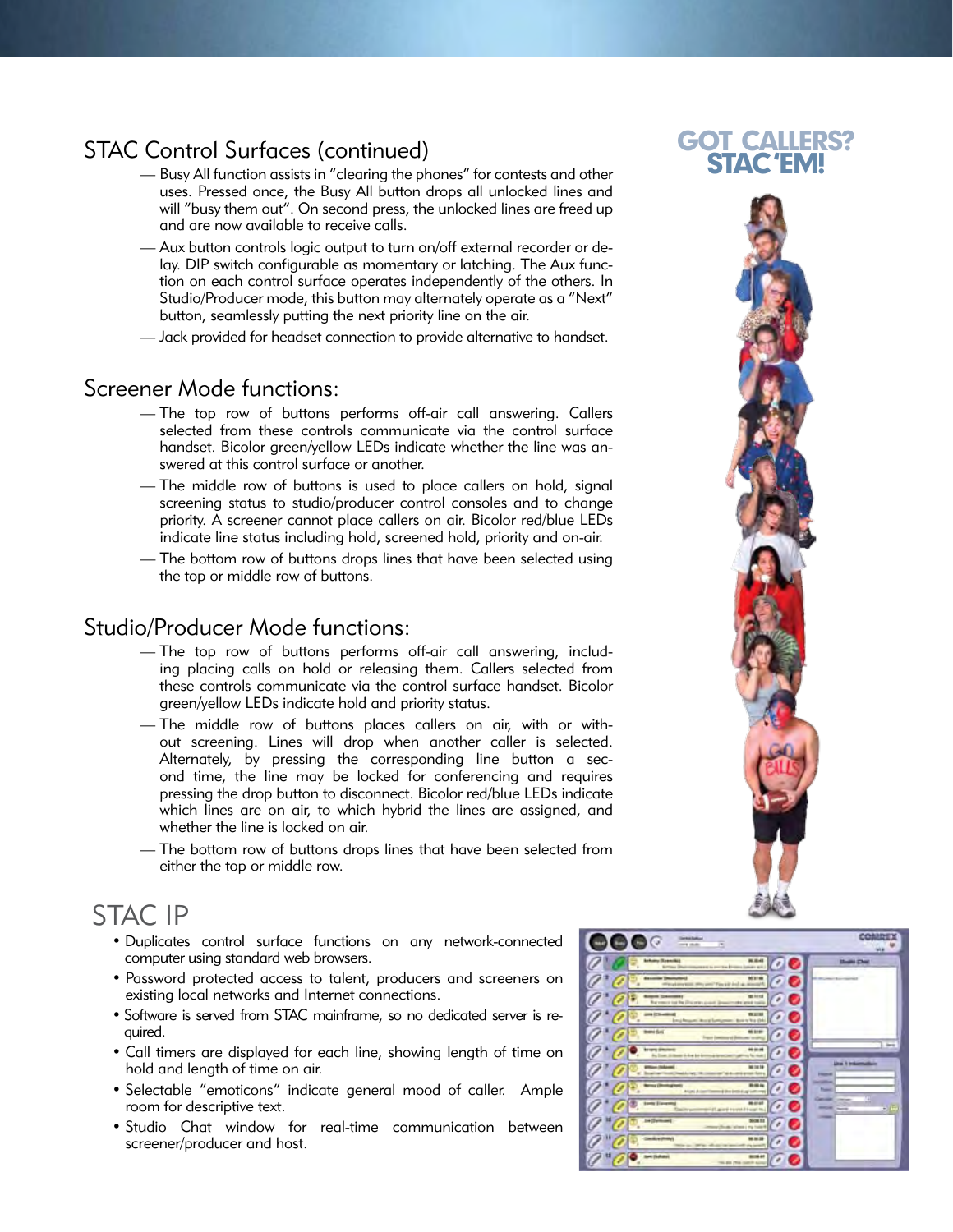## STAC Control Surfaces (continued)

- Busy All function assists in "clearing the phones" for contests and other uses. Pressed once, the Busy All button drops all unlocked lines and will "busy them out". On second press, the unlocked lines are freed up and are now available to receive calls.
- Aux button controls logic output to turn on/off external recorder or delay. DIP switch configurable as momentary or latching. The Aux function on each control surface operates independently of the others. In Studio/Producer mode, this button may alternately operate as a "Next" button, seamlessly putting the next priority line on the air.
- Jack provided for headset connection to provide alternative to handset.

## Screener Mode functions:

- The top row of buttons performs off-air call answering. Callers selected from these controls communicate via the control surface handset. Bicolor green/yellow LEDs indicate whether the line was answered at this control surface or another.
- The middle row of buttons is used to place callers on hold, signal screening status to studio/producer control consoles and to change priority. A screener cannot place callers on air. Bicolor red/blue LEDs indicate line status including hold, screened hold, priority and on-air.
- The bottom row of buttons drops lines that have been selected using the top or middle row of buttons.

## Studio/Producer Mode functions:

- The top row of buttons performs off-air call answering, including placing calls on hold or releasing them. Callers selected from these controls communicate via the control surface handset. Bicolor green/yellow LEDs indicate hold and priority status.
- The middle row of buttons places callers on air, with or without screening. Lines will drop when another caller is selected. Alternately, by pressing the corresponding line button a second time, the line may be locked for conferencing and requires pressing the drop button to disconnect. Bicolor red/blue LEDs indicate which lines are on air, to which hybrid the lines are assigned, and whether the line is locked on air.
- The bottom row of buttons drops lines that have been selected from either the top or middle row.

# STAC IP

- Duplicates control surface functions on any network-connected computer using standard web browsers.
- Password protected access to talent, producers and screeners on existing local networks and Internet connections.
- Software is served from STAC mainframe, so no dedicated server is required.
- Call timers are displayed for each line, showing length of time on hold and length of time on air.
- Selectable "emoticons" indicate general mood of caller. Ample room for descriptive text.
- Studio Chat window for real-time communication between screener/producer and host.

**GOT CALLERS? STAC 'EM!**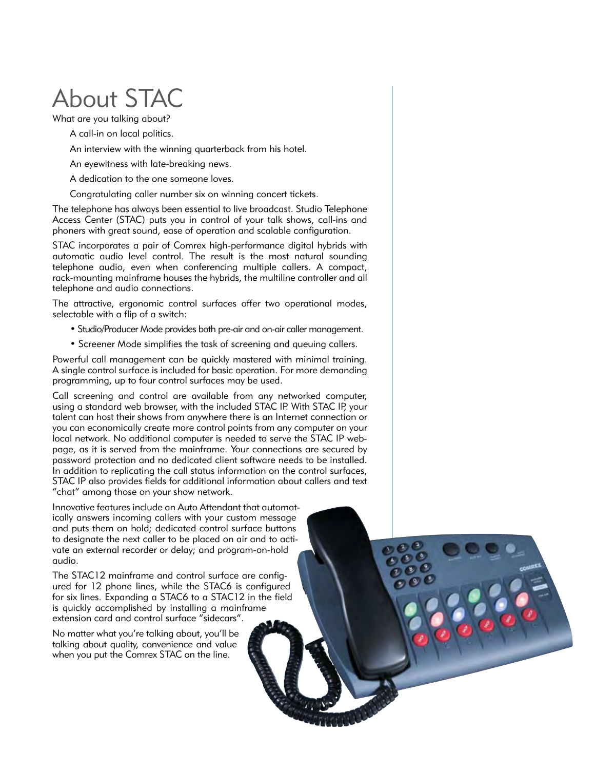# About STAC

What are you talking about?

A call-in on local politics.

An interview with the winning quarterback from his hotel.

An eyewitness with late-breaking news.

A dedication to the one someone loves.

Congratulating caller number six on winning concert tickets.

The telephone has always been essential to live broadcast. Studio Telephone Access Center (STAC) puts you in control of your talk shows, call-ins and phoners with great sound, ease of operation and scalable configuration.

STAC incorporates a pair of Comrex high-performance digital hybrids with automatic audio level control. The result is the most natural sounding telephone audio, even when conferencing multiple callers. A compact, rack-mounting mainframe houses the hybrids, the multiline controller and all telephone and audio connections.

The attractive, ergonomic control surfaces offer two operational modes, selectable with a flip of a switch:

- Studio/Producer Mode provides both pre-air and on-air caller management.
- Screener Mode simplifies the task of screening and queuing callers.

Powerful call management can be quickly mastered with minimal training. A single control surface is included for basic operation. For more demanding programming, up to four control surfaces may be used.

Call screening and control are available from any networked computer, using a standard web browser, with the included STAC IP. With STAC IP, your talent can host their shows from anywhere there is an Internet connection or you can economically create more control points from any computer on your local network. No additional computer is needed to serve the STAC IP web-page, as it is served from the mainframe. Your connections are secured by password protection and no dedicated client software needs to be installed. In addition to replicating the call status information on the control surfaces, STAC IP also provides fields for additional information about callers and text "chat" among those on your show network.

Innovative features include an Auto Attendant that automatically answers incoming callers with your custom message and puts them on hold; dedicated control surface buttons to designate the next caller to be placed on air and to activate an external recorder or delay; and program-on-hold audio.

The STAC12 mainframe and control surface are configured for 12 phone lines, while the STAC6 is configured for six lines. Expanding a STAC6 to a STAC12 in the field is quickly accomplished by installing a mainframe extension card and control surface "sidecars".

No matter what you're talking about, you'll be talking about quality, convenience and value when you put the Comrex STAC on the line.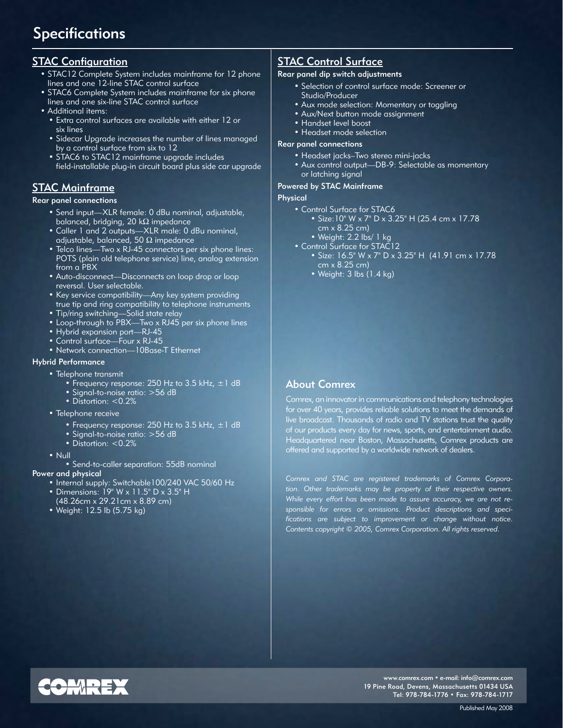# Specifications

## STAC Configuration

- STAC12 Complete System includes mainframe for 12 phone lines and one 12-line STAC control surface
- STAC6 Complete System includes mainframe for six phone lines and one six-line STAC control surface
- Additional items:
  - Extra control surfaces are available with either 12 or six lines
  - Sidecar Upgrade increases the number of lines managed by a control surface from six to 12
  - STAC6 to STAC12 mainframe upgrade includes field-installable plug-in circuit board plus side car upgrade

## STAC Mainframe

**Rear panel connections**

- Send input—XLR female: 0 dBu nominal, adjustable, balanced, bridging, 20 kΩ impedance
- Caller 1 and 2 outputs—XLR male: 0 dBu nominal, adjustable, balanced, 50 Ω impedance
- Telco lines—Two x RJ-45 connectors per six phone lines: POTS (plain old telephone service) line, analog extension from a PBX
- Auto-disconnect—Disconnects on loop drop or loop reversal. User selectable.
- Key service compatibility—Any key system providing true tip and ring compatibility to telephone instruments
- Tip/ring switching—Solid state relay
- Loop-through to PBX—Two x RJ45 per six phone lines
- Hybrid expansion port—RJ-45
- Control surface—Four x RJ-45
- Network connection—10Base-T Ethernet

**Hybrid Performance**

- Telephone transmit
  - Frequency response: 250 Hz to 3.5 kHz, ±1 dB
  - Signal-to-noise ratio: >56 dB
  - Distortion: <0.2%
- Telephone receive
  - Frequency response: 250 Hz to 3.5 kHz, ±1 dB
  - Signal-to-noise ratio: >56 dB
  - Distortion: <0.2%
- Null
  - Send-to-caller separation: 55dB nominal

**Power and physical**

- Internal supply: Switchable100/240 VAC 50/60 Hz
- Dimensions: 19" W x 11.5" D x 3.5" H (48.26cm x 29.21cm x 8.89 cm)
- Weight: 12.5 lb (5.75 kg)

## STAC Control Surface

**Rear panel dip switch adjustments**

- Selection of control surface mode: Screener or Studio/Producer
- Aux mode selection: Momentary or toggling
- Aux/Next button mode assignment
- Handset level boost
- Headset mode selection

**Rear panel connections**

- Headset jacks–Two stereo mini-jacks
- Aux control output—DB-9: Selectable as momentary or latching signal

**Powered by STAC Mainframe**

**Physical**

- Control Surface for STAC6
  - Size:10" W x 7" D x 3.25" H (25.4 cm x 17.78 cm x 8.25 cm)
  - Weight: 2.2 lbs/ 1 kg
- Control Surface for STAC12
  - Size: 16.5" W x 7" D x 3.25" H (41.91 cm x 17.78 cm x 8.25 cm)
  - Weight: 3 lbs (1.4 kg)

## About Comrex

Comrex, an innovator in communications and telephony technologies for over 40 years, provides reliable solutions to meet the demands of live broadcast. Thousands of radio and TV stations trust the quality of our products every day for news, sports, and entertainment audio. Headquartered near Boston, Massachusetts, Comrex products are offered and supported by a worldwide network of dealers.

*Comrex and STAC are registered trademarks of Comrex Corporation. Other trademarks may be property of their respective owners. While every effort has been made to assure accuracy, we are not responsible for errors or omissions. Product descriptions and specifications are subject to improvement or change without notice. Contents copyright © 2005, Comrex Corporation. All rights reserved.*

COMREX

www.comrex.com • e-mail: info@comrex.com
19 Pine Road, Devens, Massachusetts 01434 USA
Tel: 978-784-1776 • Fax: 978-784-1717

Published May 2008